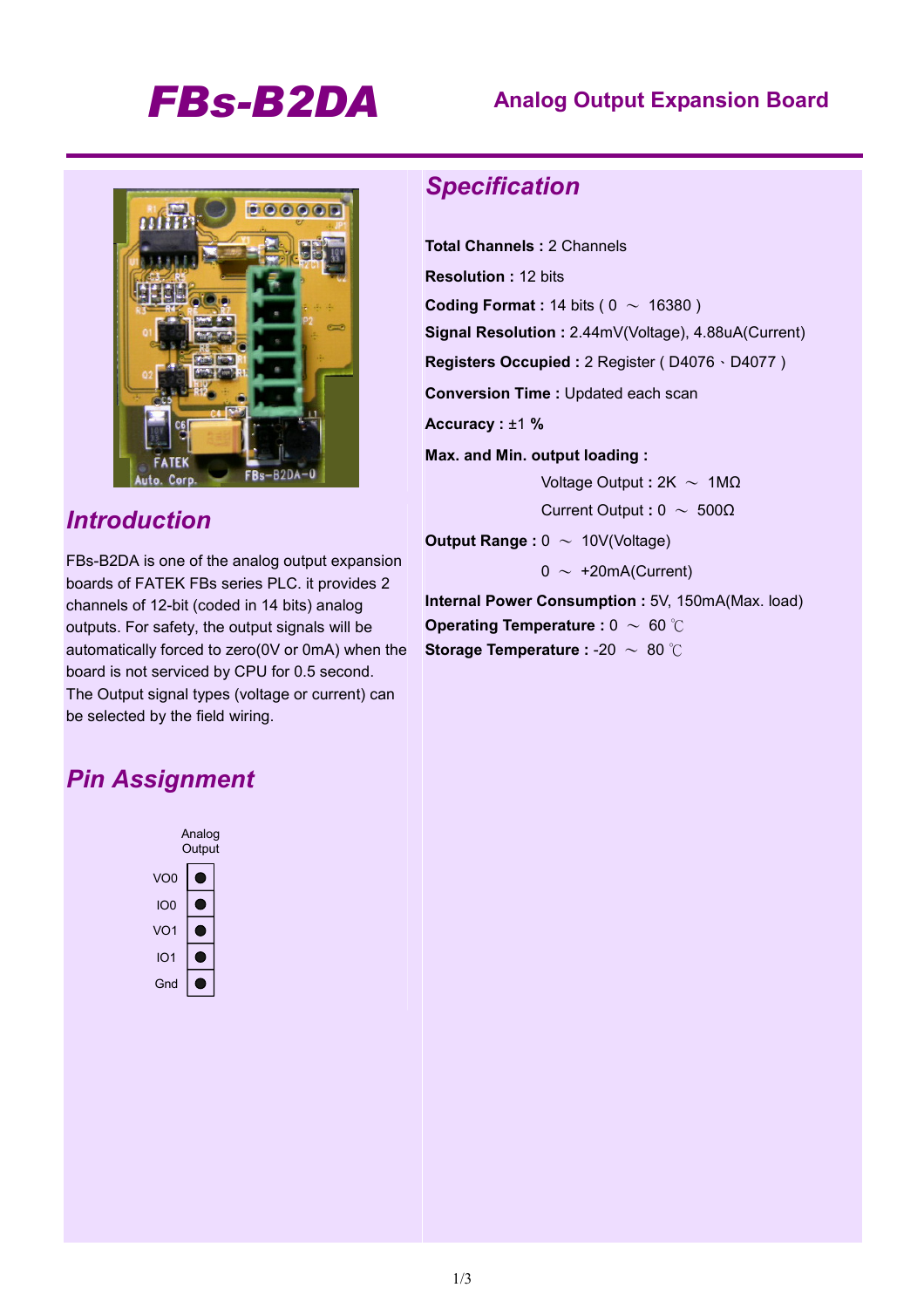# FBs-B2DA

## Analog Output Expansion Board

## Introduction

FBs-B2DA is one of the analog output expansion boards of FATEK FBs series PLC. it provides 2 channels of 12-bit (coded in 14 bits) analog outputs. For safety, the output signals will be automatically forced to zero(0V or 0mA) when the board is not serviced by CPU for 0.5 second. The Output signal types (voltage or current) can be selected by the field wiring.

## Pin Assignment

| | Analog Output |
|---|---|
| VO0 | ● |
| IO0 | ● |
| VO1 | ● |
| IO1 | ● |
| Gnd | ● |

## Specification

**Total Channels :** 2 Channels

**Resolution :** 12 bits

**Coding Format :** 14 bits ( 0 ～ 16380 )

**Signal Resolution :** 2.44mV(Voltage), 4.88uA(Current)

**Registers Occupied :** 2 Register ( D4076、D4077 )

**Conversion Time :** Updated each scan

**Accuracy :** ±1 %

**Max. and Min. output loading :**

Voltage Output : 2K ～ 1MΩ

Current Output : 0 ～ 500Ω

**Output Range :** 0 ～ 10V(Voltage)

0 ～ +20mA(Current)

**Internal Power Consumption :** 5V, 150mA(Max. load)

**Operating Temperature :** 0 ～ 60 ℃

**Storage Temperature :** -20 ～ 80 ℃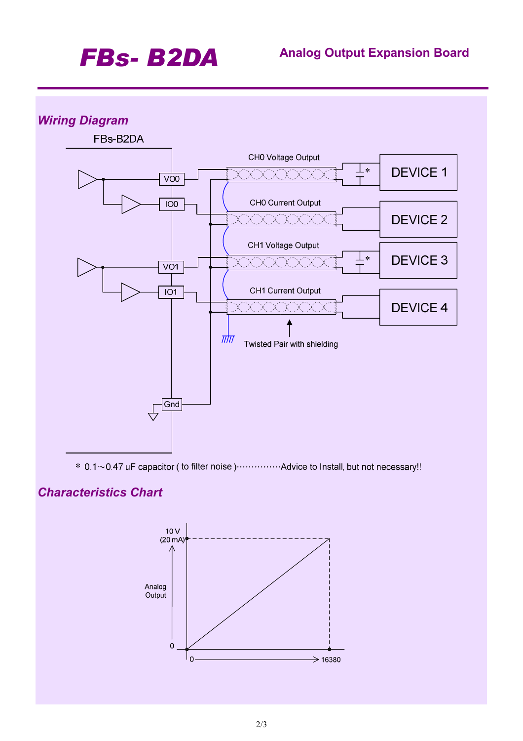## *Wiring Diagram*

FBs-B2DA

VO0

IO0

VO1

IO1

Gnd

CH0 Voltage Output

CH0 Current Output

CH1 Voltage Output

CH1 Current Output

DEVICE 1

DEVICE 2

DEVICE 3

DEVICE 4

Twisted Pair with shielding

\* 0.1～0.47 uF capacitor ( to filter noise )··············Advice to Install, but not necessary!!

## *Characteristics Chart*

10 V (20 mA)

Analog Output

0

0

16380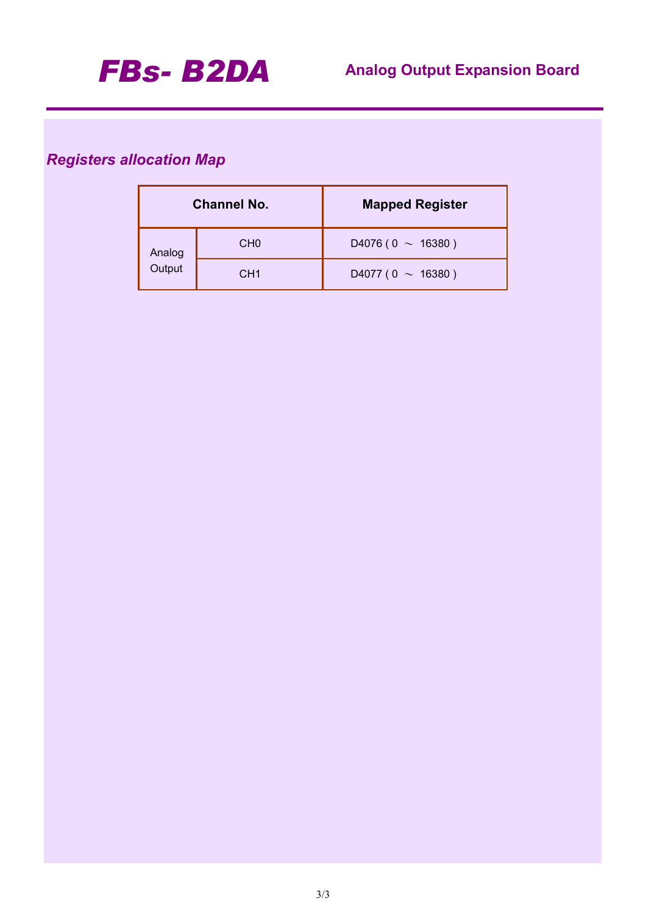## Registers allocation Map

| Channel No. | | Mapped Register |
|---|---|---|
| Analog Output | CH0 | D4076 ( 0 ～ 16380 ) |
| | CH1 | D4077 ( 0 ～ 16380 ) |